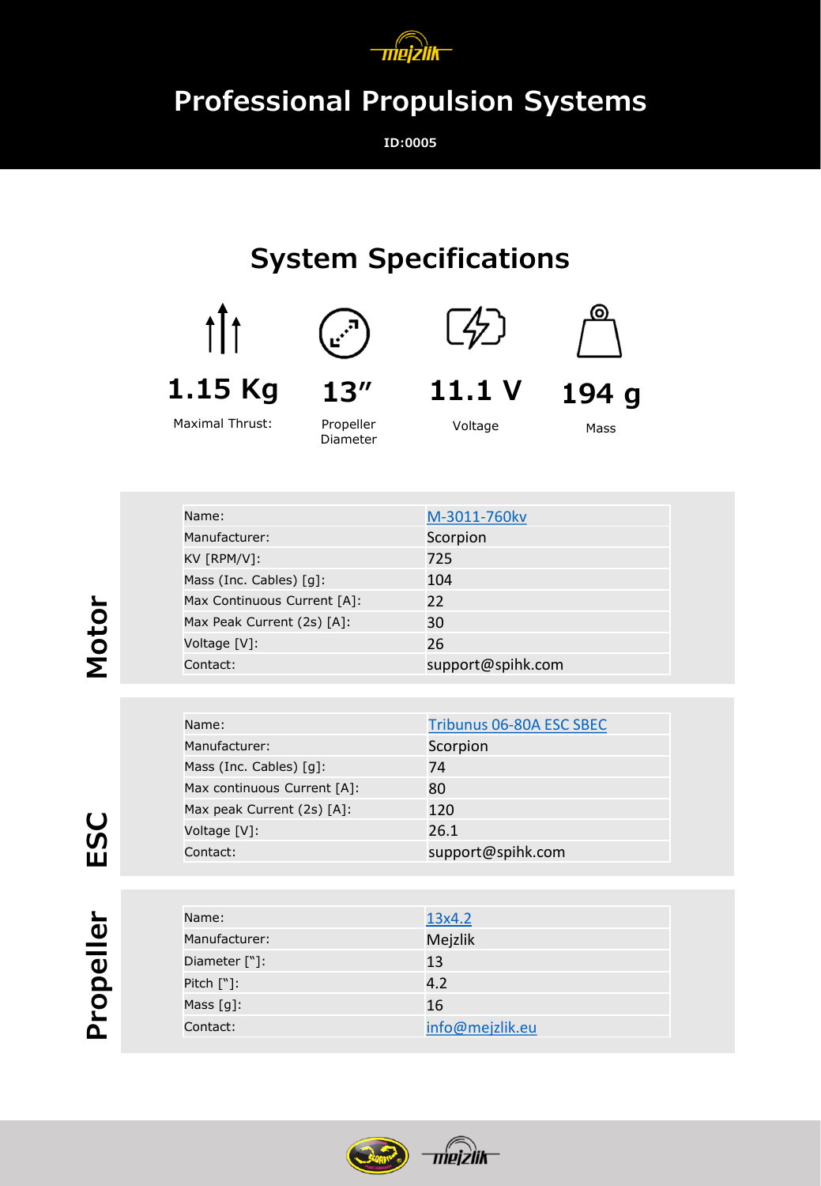# Professional Propulsion Systems

**ID:0005**

## System Specifications

| 1.15 Kg | 13″ | 11.1 V | 194 g |
|---|---|---|---|
| Maximal Thrust: | Propeller Diameter | Voltage | Mass |

### Motor

| Name: | M-3011-760kv |
|---|---|
| Manufacturer: | Scorpion |
| KV [RPM/V]: | 725 |
| Mass (Inc. Cables) [g]: | 104 |
| Max Continuous Current [A]: | 22 |
| Max Peak Current (2s) [A]: | 30 |
| Voltage [V]: | 26 |
| Contact: | support@spihk.com |

### ESC

| Name: | Tribunus 06-80A ESC SBEC |
|---|---|
| Manufacturer: | Scorpion |
| Mass (Inc. Cables) [g]: | 74 |
| Max continuous Current [A]: | 80 |
| Max peak Current (2s) [A]: | 120 |
| Voltage [V]: | 26.1 |
| Contact: | support@spihk.com |

### Propeller

| Name: | 13x4.2 |
|---|---|
| Manufacturer: | Mejzlik |
| Diameter ["]: | 13 |
| Pitch ["]: | 4.2 |
| Mass [g]: | 16 |
| Contact: | info@mejzlik.eu |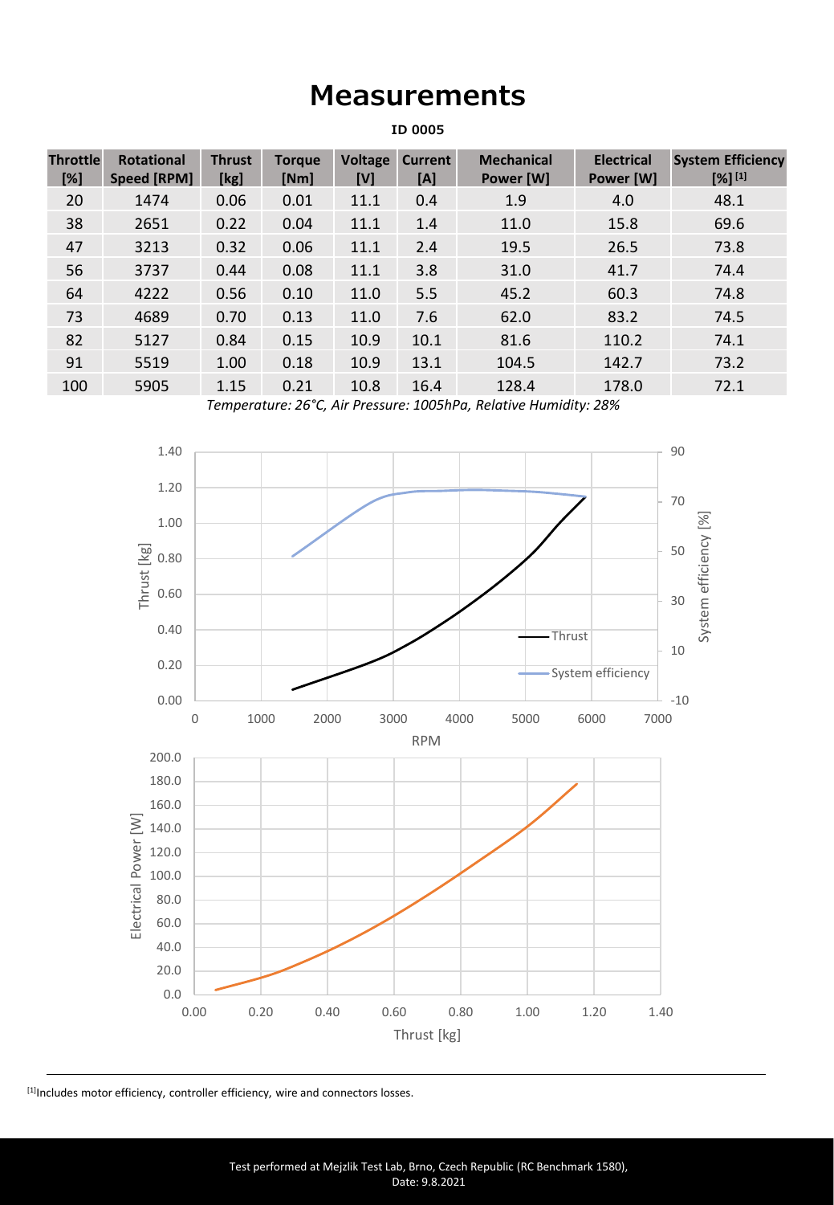# Measurements

**ID 0005**

| Throttle [%] | Rotational Speed [RPM] | Thrust [kg] | Torque [Nm] | Voltage [V] | Current [A] | Mechanical Power [W] | Electrical Power [W] | System Efficiency [%] [1] |
|---|---|---|---|---|---|---|---|---|
| 20 | 1474 | 0.06 | 0.01 | 11.1 | 0.4 | 1.9 | 4.0 | 48.1 |
| 38 | 2651 | 0.22 | 0.04 | 11.1 | 1.4 | 11.0 | 15.8 | 69.6 |
| 47 | 3213 | 0.32 | 0.06 | 11.1 | 2.4 | 19.5 | 26.5 | 73.8 |
| 56 | 3737 | 0.44 | 0.08 | 11.1 | 3.8 | 31.0 | 41.7 | 74.4 |
| 64 | 4222 | 0.56 | 0.10 | 11.0 | 5.5 | 45.2 | 60.3 | 74.8 |
| 73 | 4689 | 0.70 | 0.13 | 11.0 | 7.6 | 62.0 | 83.2 | 74.5 |
| 82 | 5127 | 0.84 | 0.15 | 10.9 | 10.1 | 81.6 | 110.2 | 74.1 |
| 91 | 5519 | 1.00 | 0.18 | 10.9 | 13.1 | 104.5 | 142.7 | 73.2 |
| 100 | 5905 | 1.15 | 0.21 | 10.8 | 16.4 | 128.4 | 178.0 | 72.1 |

*Temperature: 26°C, Air Pressure: 1005hPa, Relative Humidity: 28%*

Thrust [kg]
1.40
1.20
1.00
0.80
0.60
0.40
0.20
0.00

System efficiency [%]
90
70
50
30
10
-10

RPM
0 1000 2000 3000 4000 5000 6000 7000

Thrust
System efficiency

Electrical Power [W]
200.0
180.0
160.0
140.0
120.0
100.0
80.0
60.0
40.0
20.0
0.0

Thrust [kg]
0.00 0.20 0.40 0.60 0.80 1.00 1.20 1.40

[1]Includes motor efficiency, controller efficiency, wire and connectors losses.

Test performed at Mejzlik Test Lab, Brno, Czech Republic (RC Benchmark 1580),
Date: 9.8.2021